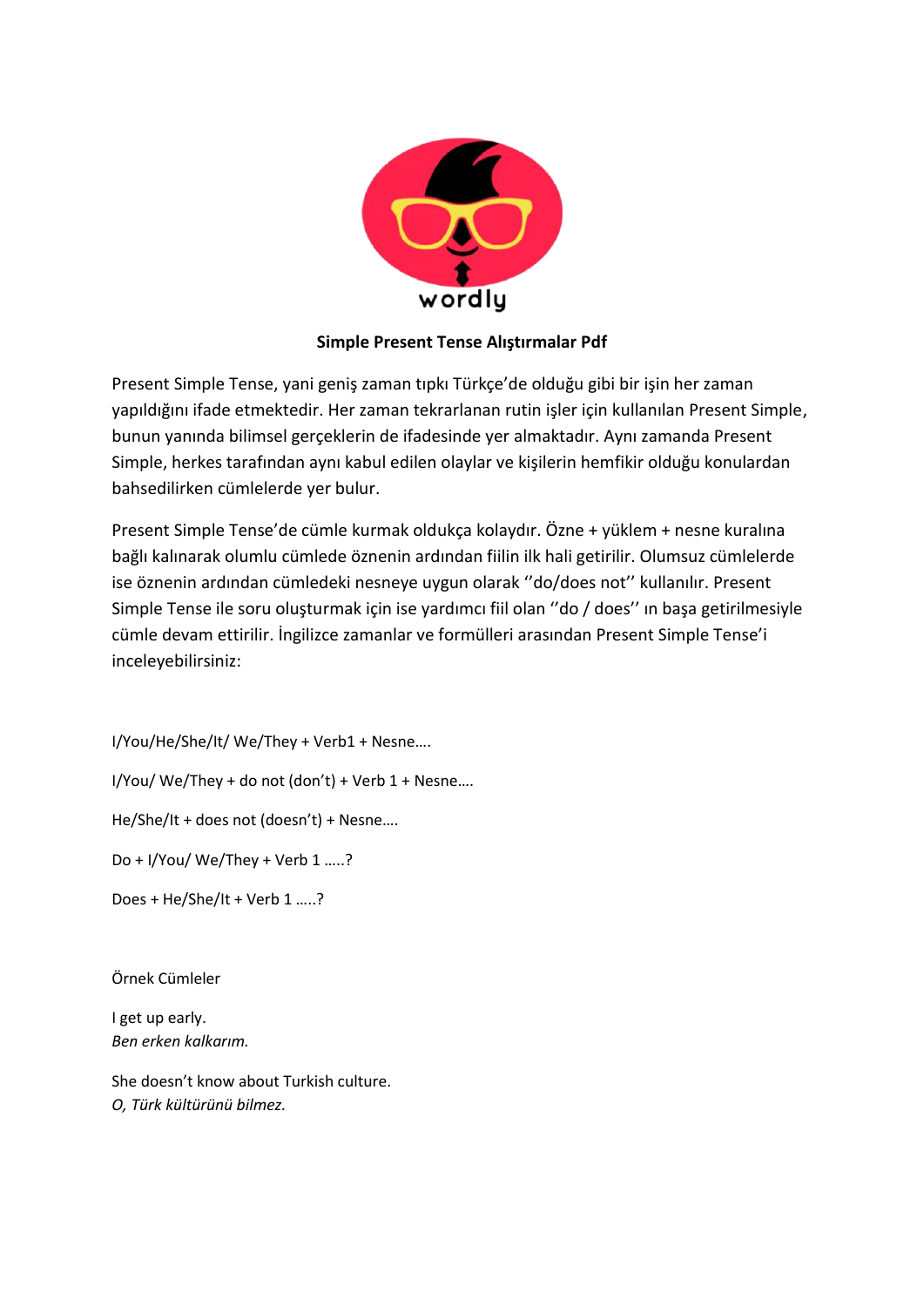wordly

**Simple Present Tense Alıştırmalar Pdf**

Present Simple Tense, yani geniş zaman tıpkı Türkçe'de olduğu gibi bir işin her zaman yapıldığını ifade etmektedir. Her zaman tekrarlanan rutin işler için kullanılan Present Simple, bunun yanında bilimsel gerçeklerin de ifadesinde yer almaktadır. Aynı zamanda Present Simple, herkes tarafından aynı kabul edilen olaylar ve kişilerin hemfikir olduğu konulardan bahsedilirken cümlelerde yer bulur.

Present Simple Tense'de cümle kurmak oldukça kolaydır. Özne + yüklem + nesne kuralına bağlı kalınarak olumlu cümlede öznenin ardından fiilin ilk hali getirilir. Olumsuz cümlelerde ise öznenin ardından cümledeki nesneye uygun olarak ''do/does not'' kullanılır. Present Simple Tense ile soru oluşturmak için ise yardımcı fiil olan ''do / does'' ın başa getirilmesiyle cümle devam ettirilir. İngilizce zamanlar ve formülleri arasından Present Simple Tense'i inceleyebilirsiniz:

I/You/He/She/It/ We/They + Verb1 + Nesne….

I/You/ We/They + do not (don't) + Verb 1 + Nesne….

He/She/It + does not (doesn't) + Nesne….

Do + I/You/ We/They + Verb 1 …..?

Does + He/She/It + Verb 1 …..?

Örnek Cümleler

I get up early.
*Ben erken kalkarım.*

She doesn't know about Turkish culture.
*O, Türk kültürünü bilmez.*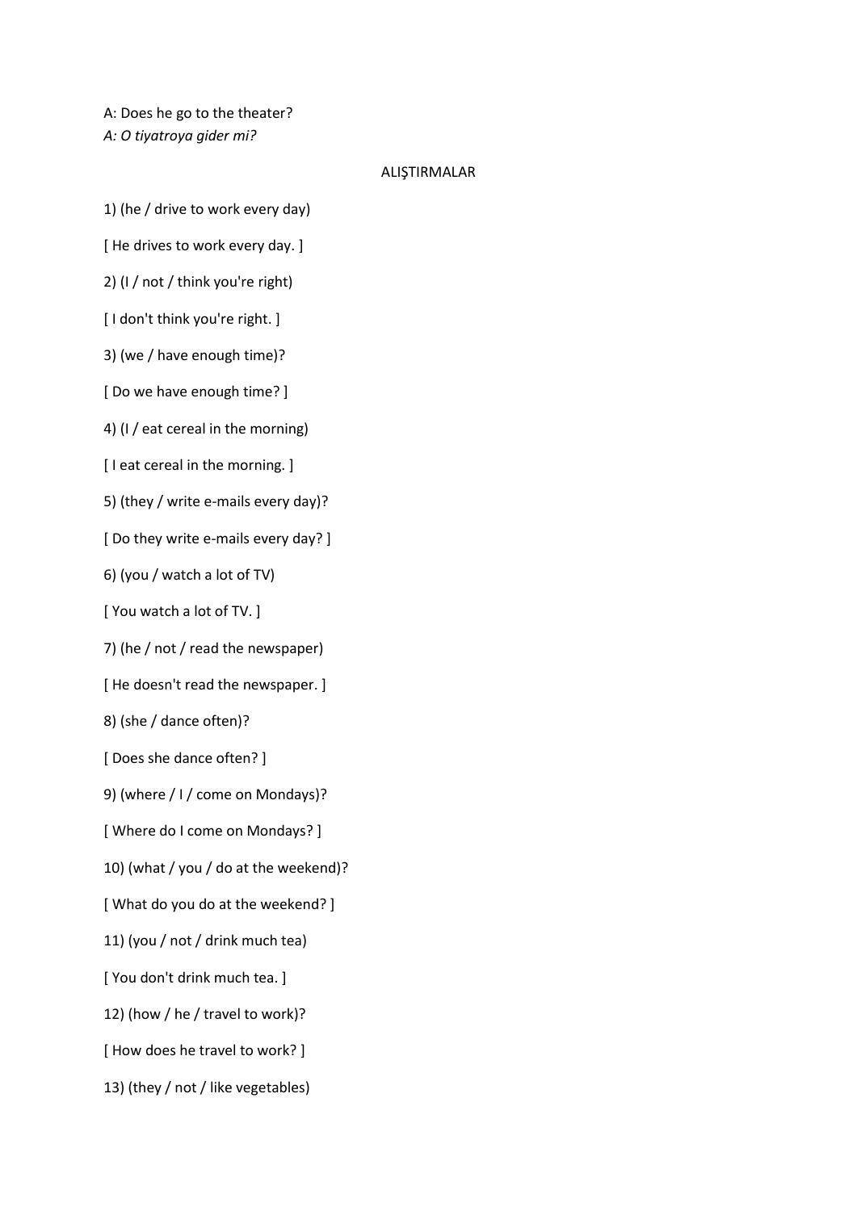A: Does he go to the theater?

*A: O tiyatroya gider mi?*

ALIŞTIRMALAR

1) (he / drive to work every day)

[ He drives to work every day. ]

2) (I / not / think you're right)

[ I don't think you're right. ]

3) (we / have enough time)?

[ Do we have enough time? ]

4) (I / eat cereal in the morning)

[ I eat cereal in the morning. ]

5) (they / write e-mails every day)?

[ Do they write e-mails every day? ]

6) (you / watch a lot of TV)

[ You watch a lot of TV. ]

7) (he / not / read the newspaper)

[ He doesn't read the newspaper. ]

8) (she / dance often)?

[ Does she dance often? ]

9) (where / I / come on Mondays)?

[ Where do I come on Mondays? ]

10) (what / you / do at the weekend)?

[ What do you do at the weekend? ]

11) (you / not / drink much tea)

[ You don't drink much tea. ]

12) (how / he / travel to work)?

[ How does he travel to work? ]

13) (they / not / like vegetables)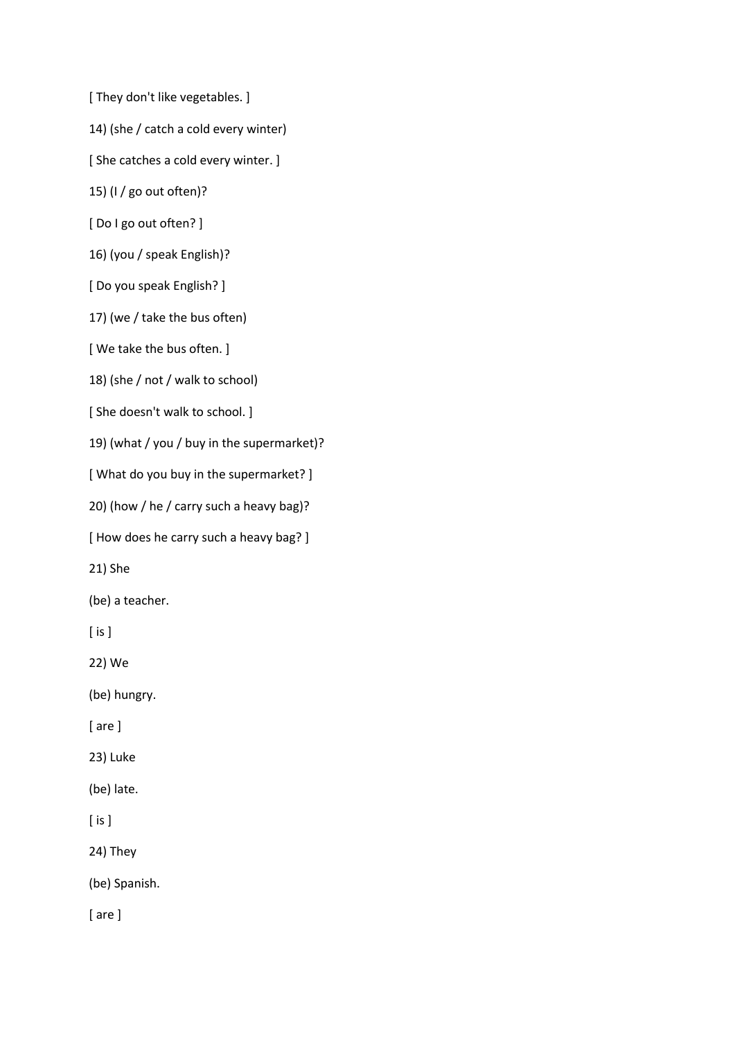[ They don't like vegetables. ]

14) (she / catch a cold every winter)

[ She catches a cold every winter. ]

15) (I / go out often)?

[ Do I go out often? ]

16) (you / speak English)?

[ Do you speak English? ]

17) (we / take the bus often)

[ We take the bus often. ]

18) (she / not / walk to school)

[ She doesn't walk to school. ]

19) (what / you / buy in the supermarket)?

[ What do you buy in the supermarket? ]

20) (how / he / carry such a heavy bag)?

[ How does he carry such a heavy bag? ]

21) She

(be) a teacher.

[ is ]

22) We

(be) hungry.

[ are ]

23) Luke

(be) late.

[ is ]

24) They

(be) Spanish.

[ are ]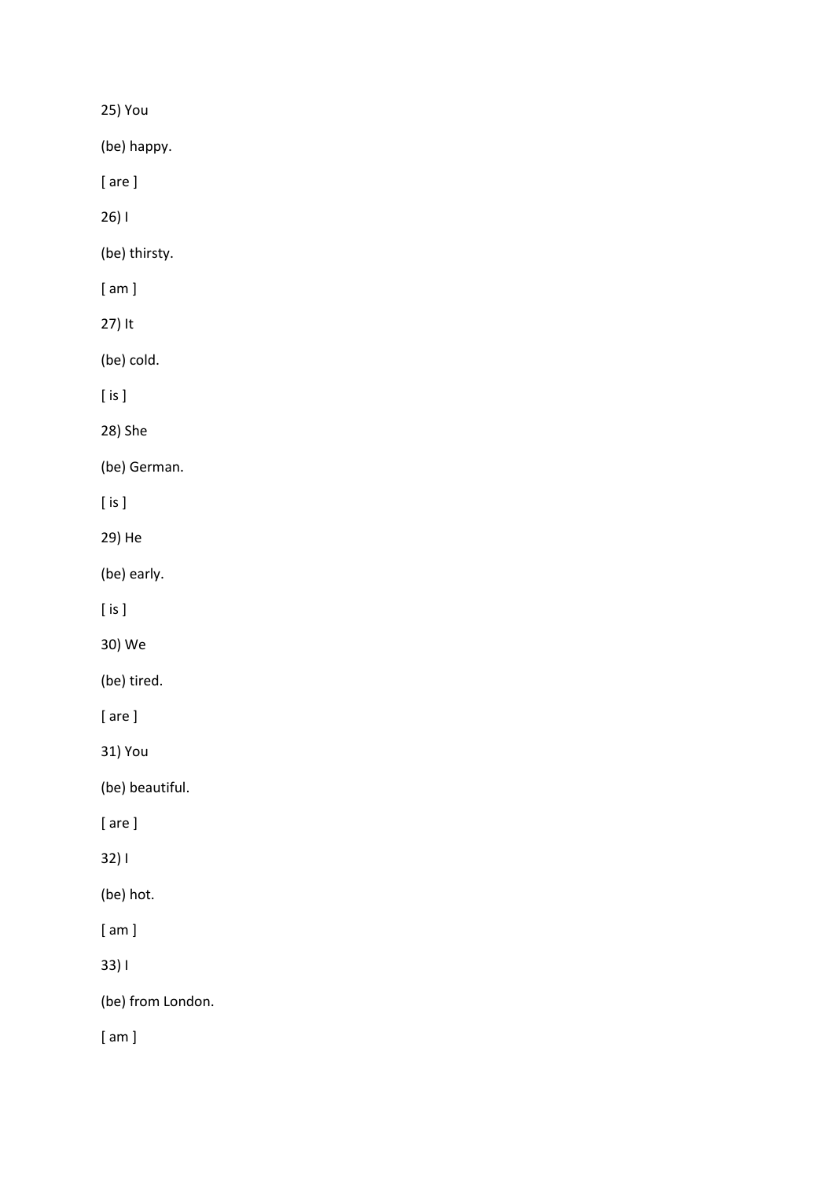25) You

(be) happy.

[ are ]

26) I

(be) thirsty.

[ am ]

27) It

(be) cold.

[ is ]

28) She

(be) German.

[ is ]

29) He

(be) early.

[ is ]

30) We

(be) tired.

[ are ]

31) You

(be) beautiful.

[ are ]

32) I

(be) hot.

[ am ]

33) I

(be) from London.

[ am ]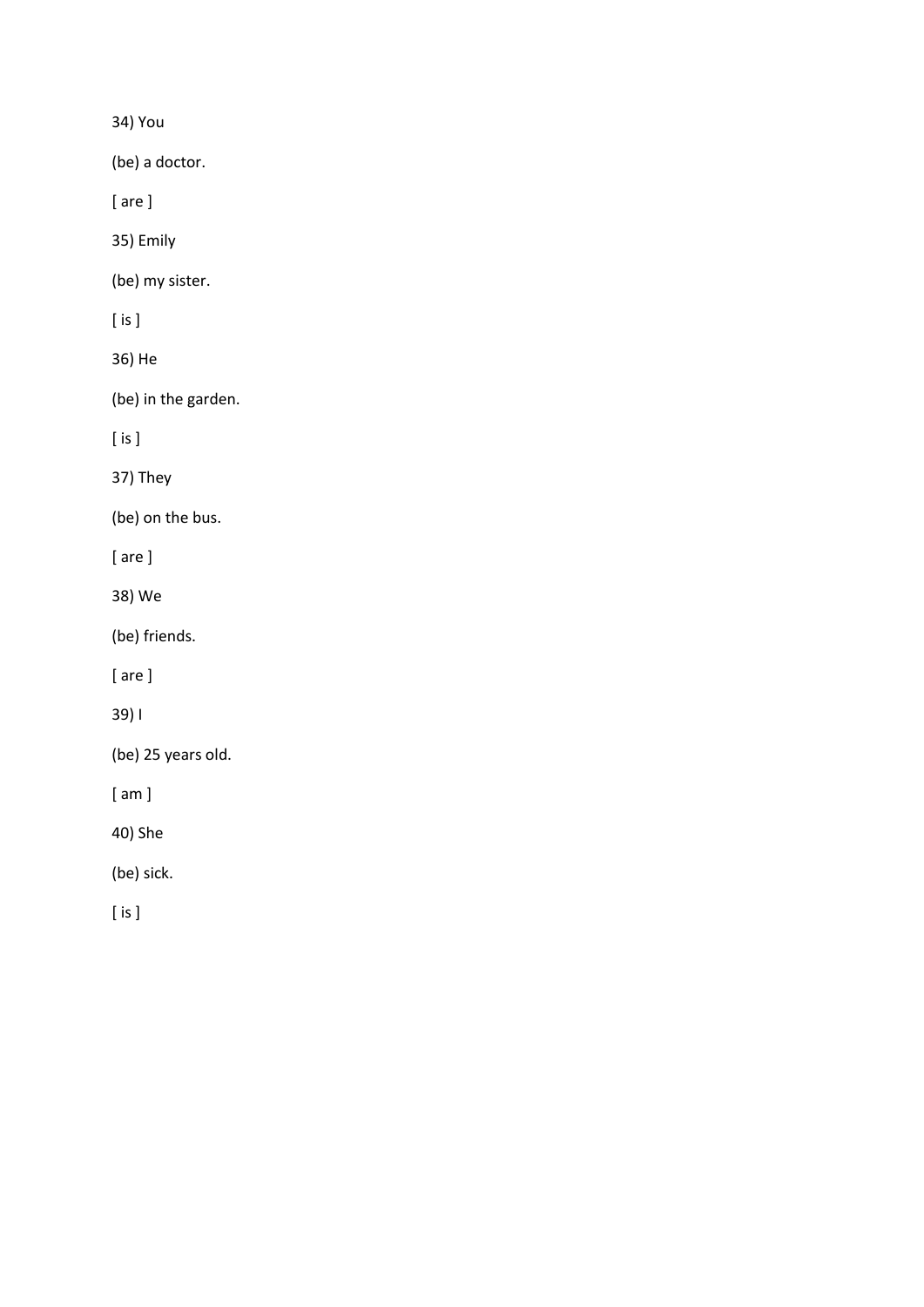34) You

(be) a doctor.

[ are ]

35) Emily

(be) my sister.

[ is ]

36) He

(be) in the garden.

[ is ]

37) They

(be) on the bus.

[ are ]

38) We

(be) friends.

[ are ]

39) I

(be) 25 years old.

[ am ]

40) She

(be) sick.

[ is ]